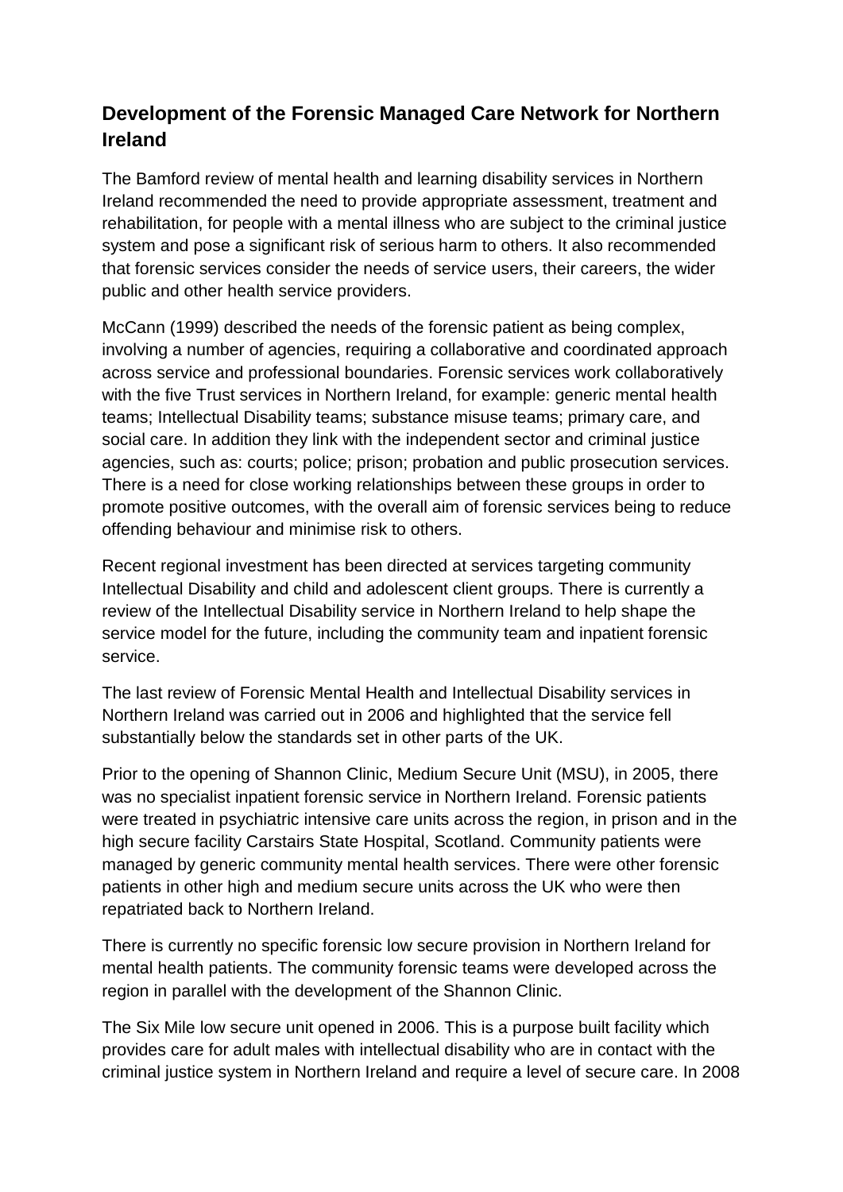## Development of the Forensic Managed Care Network for Northern Ireland

The Bamford review of mental health and learning disability services in Northern Ireland recommended the need to provide appropriate assessment, treatment and rehabilitation, for people with a mental illness who are subject to the criminal justice system and pose a significant risk of serious harm to others. It also recommended that forensic services consider the needs of service users, their careers, the wider public and other health service providers.

McCann (1999) described the needs of the forensic patient as being complex, involving a number of agencies, requiring a collaborative and coordinated approach across service and professional boundaries. Forensic services work collaboratively with the five Trust services in Northern Ireland, for example: generic mental health teams; Intellectual Disability teams; substance misuse teams; primary care, and social care. In addition they link with the independent sector and criminal justice agencies, such as: courts; police; prison; probation and public prosecution services. There is a need for close working relationships between these groups in order to promote positive outcomes, with the overall aim of forensic services being to reduce offending behaviour and minimise risk to others.

Recent regional investment has been directed at services targeting community Intellectual Disability and child and adolescent client groups. There is currently a review of the Intellectual Disability service in Northern Ireland to help shape the service model for the future, including the community team and inpatient forensic service.

The last review of Forensic Mental Health and Intellectual Disability services in Northern Ireland was carried out in 2006 and highlighted that the service fell substantially below the standards set in other parts of the UK.

Prior to the opening of Shannon Clinic, Medium Secure Unit (MSU), in 2005, there was no specialist inpatient forensic service in Northern Ireland. Forensic patients were treated in psychiatric intensive care units across the region, in prison and in the high secure facility Carstairs State Hospital, Scotland. Community patients were managed by generic community mental health services. There were other forensic patients in other high and medium secure units across the UK who were then repatriated back to Northern Ireland.

There is currently no specific forensic low secure provision in Northern Ireland for mental health patients. The community forensic teams were developed across the region in parallel with the development of the Shannon Clinic.

The Six Mile low secure unit opened in 2006. This is a purpose built facility which provides care for adult males with intellectual disability who are in contact with the criminal justice system in Northern Ireland and require a level of secure care. In 2008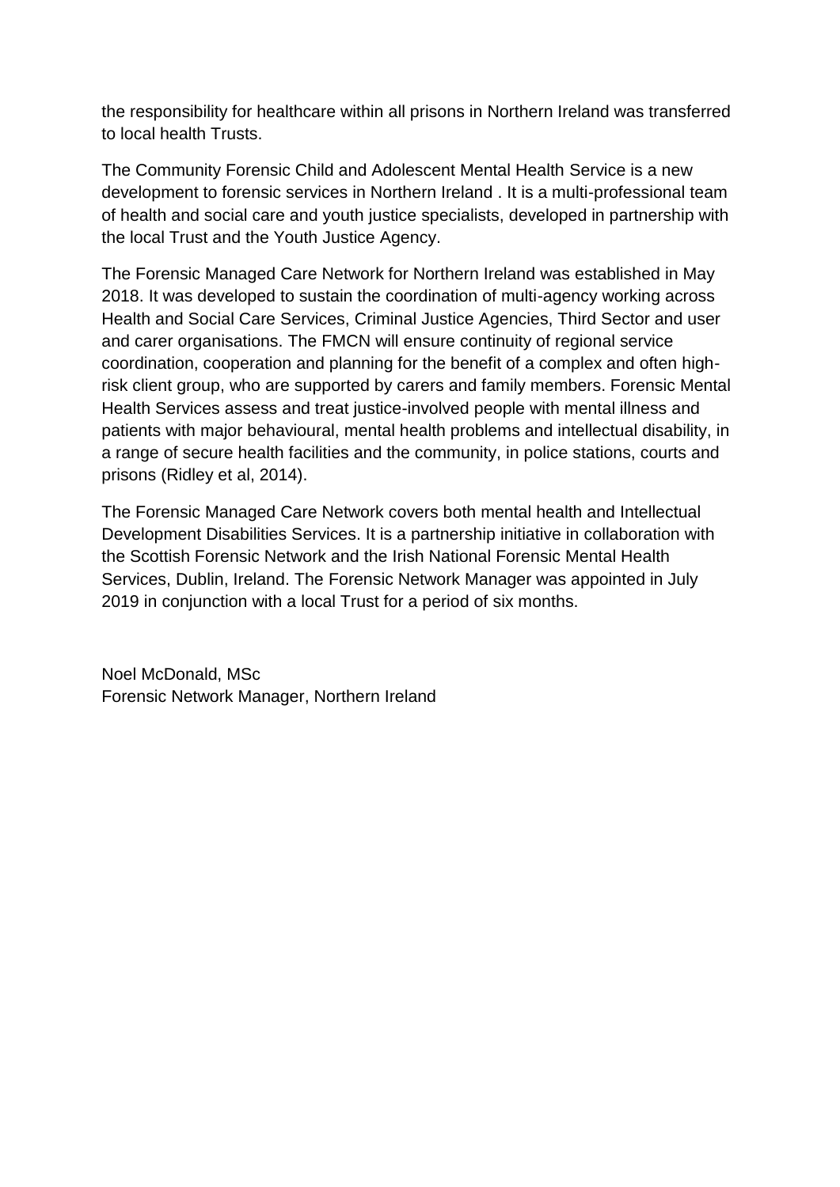the responsibility for healthcare within all prisons in Northern Ireland was transferred to local health Trusts.

The Community Forensic Child and Adolescent Mental Health Service is a new development to forensic services in Northern Ireland . It is a multi-professional team of health and social care and youth justice specialists, developed in partnership with the local Trust and the Youth Justice Agency.

The Forensic Managed Care Network for Northern Ireland was established in May 2018. It was developed to sustain the coordination of multi-agency working across Health and Social Care Services, Criminal Justice Agencies, Third Sector and user and carer organisations. The FMCN will ensure continuity of regional service coordination, cooperation and planning for the benefit of a complex and often high-risk client group, who are supported by carers and family members. Forensic Mental Health Services assess and treat justice-involved people with mental illness and patients with major behavioural, mental health problems and intellectual disability, in a range of secure health facilities and the community, in police stations, courts and prisons (Ridley et al, 2014).

The Forensic Managed Care Network covers both mental health and Intellectual Development Disabilities Services. It is a partnership initiative in collaboration with the Scottish Forensic Network and the Irish National Forensic Mental Health Services, Dublin, Ireland. The Forensic Network Manager was appointed in July 2019 in conjunction with a local Trust for a period of six months.

Noel McDonald, MSc
Forensic Network Manager, Northern Ireland